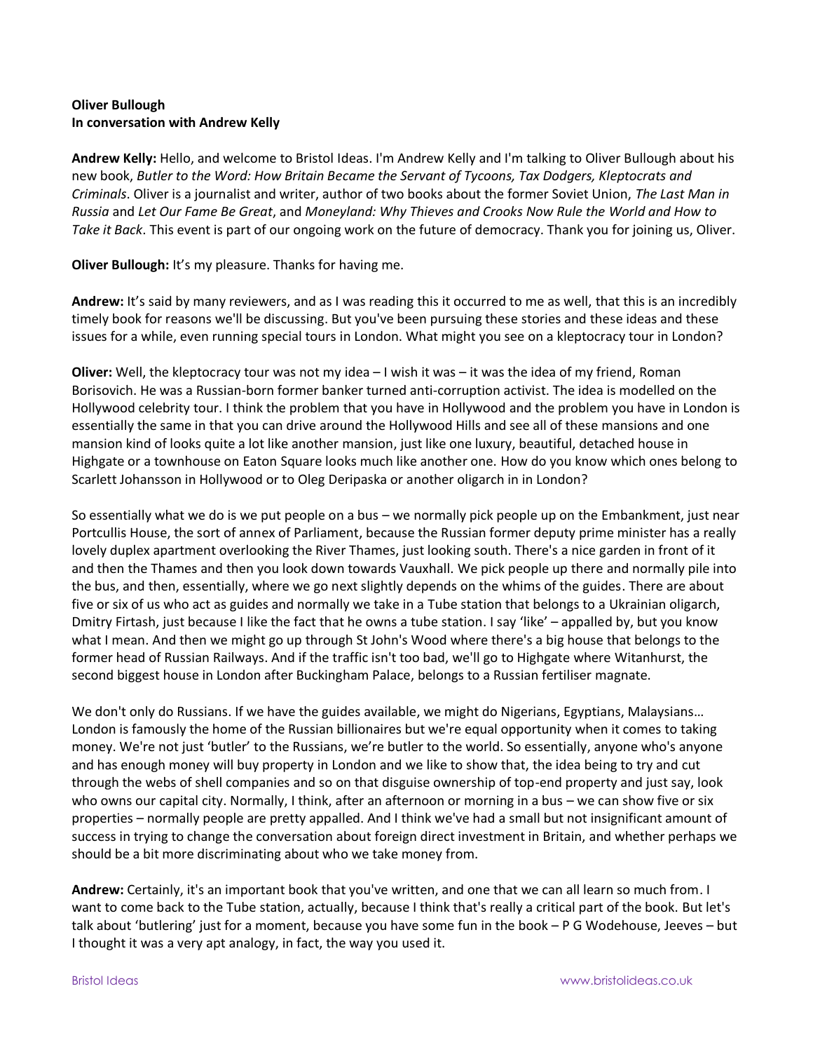**Oliver Bullough**
**In conversation with Andrew Kelly**

**Andrew Kelly:** Hello, and welcome to Bristol Ideas. I'm Andrew Kelly and I'm talking to Oliver Bullough about his new book, *Butler to the Word: How Britain Became the Servant of Tycoons, Tax Dodgers, Kleptocrats and Criminals*. Oliver is a journalist and writer, author of two books about the former Soviet Union, *The Last Man in Russia* and *Let Our Fame Be Great*, and *Moneyland: Why Thieves and Crooks Now Rule the World and How to Take it Back*. This event is part of our ongoing work on the future of democracy. Thank you for joining us, Oliver.

**Oliver Bullough:** It's my pleasure. Thanks for having me.

**Andrew:** It's said by many reviewers, and as I was reading this it occurred to me as well, that this is an incredibly timely book for reasons we'll be discussing. But you've been pursuing these stories and these ideas and these issues for a while, even running special tours in London. What might you see on a kleptocracy tour in London?

**Oliver:** Well, the kleptocracy tour was not my idea – I wish it was – it was the idea of my friend, Roman Borisovich. He was a Russian-born former banker turned anti-corruption activist. The idea is modelled on the Hollywood celebrity tour. I think the problem that you have in Hollywood and the problem you have in London is essentially the same in that you can drive around the Hollywood Hills and see all of these mansions and one mansion kind of looks quite a lot like another mansion, just like one luxury, beautiful, detached house in Highgate or a townhouse on Eaton Square looks much like another one. How do you know which ones belong to Scarlett Johansson in Hollywood or to Oleg Deripaska or another oligarch in in London?

So essentially what we do is we put people on a bus – we normally pick people up on the Embankment, just near Portcullis House, the sort of annex of Parliament, because the Russian former deputy prime minister has a really lovely duplex apartment overlooking the River Thames, just looking south. There's a nice garden in front of it and then the Thames and then you look down towards Vauxhall. We pick people up there and normally pile into the bus, and then, essentially, where we go next slightly depends on the whims of the guides. There are about five or six of us who act as guides and normally we take in a Tube station that belongs to a Ukrainian oligarch, Dmitry Firtash, just because I like the fact that he owns a tube station. I say 'like' – appalled by, but you know what I mean. And then we might go up through St John's Wood where there's a big house that belongs to the former head of Russian Railways. And if the traffic isn't too bad, we'll go to Highgate where Witanhurst, the second biggest house in London after Buckingham Palace, belongs to a Russian fertiliser magnate.

We don't only do Russians. If we have the guides available, we might do Nigerians, Egyptians, Malaysians… London is famously the home of the Russian billionaires but we're equal opportunity when it comes to taking money. We're not just 'butler' to the Russians, we're butler to the world. So essentially, anyone who's anyone and has enough money will buy property in London and we like to show that, the idea being to try and cut through the webs of shell companies and so on that disguise ownership of top-end property and just say, look who owns our capital city. Normally, I think, after an afternoon or morning in a bus – we can show five or six properties – normally people are pretty appalled. And I think we've had a small but not insignificant amount of success in trying to change the conversation about foreign direct investment in Britain, and whether perhaps we should be a bit more discriminating about who we take money from.

**Andrew:** Certainly, it's an important book that you've written, and one that we can all learn so much from. I want to come back to the Tube station, actually, because I think that's really a critical part of the book. But let's talk about 'butlering' just for a moment, because you have some fun in the book – P G Wodehouse, Jeeves – but I thought it was a very apt analogy, in fact, the way you used it.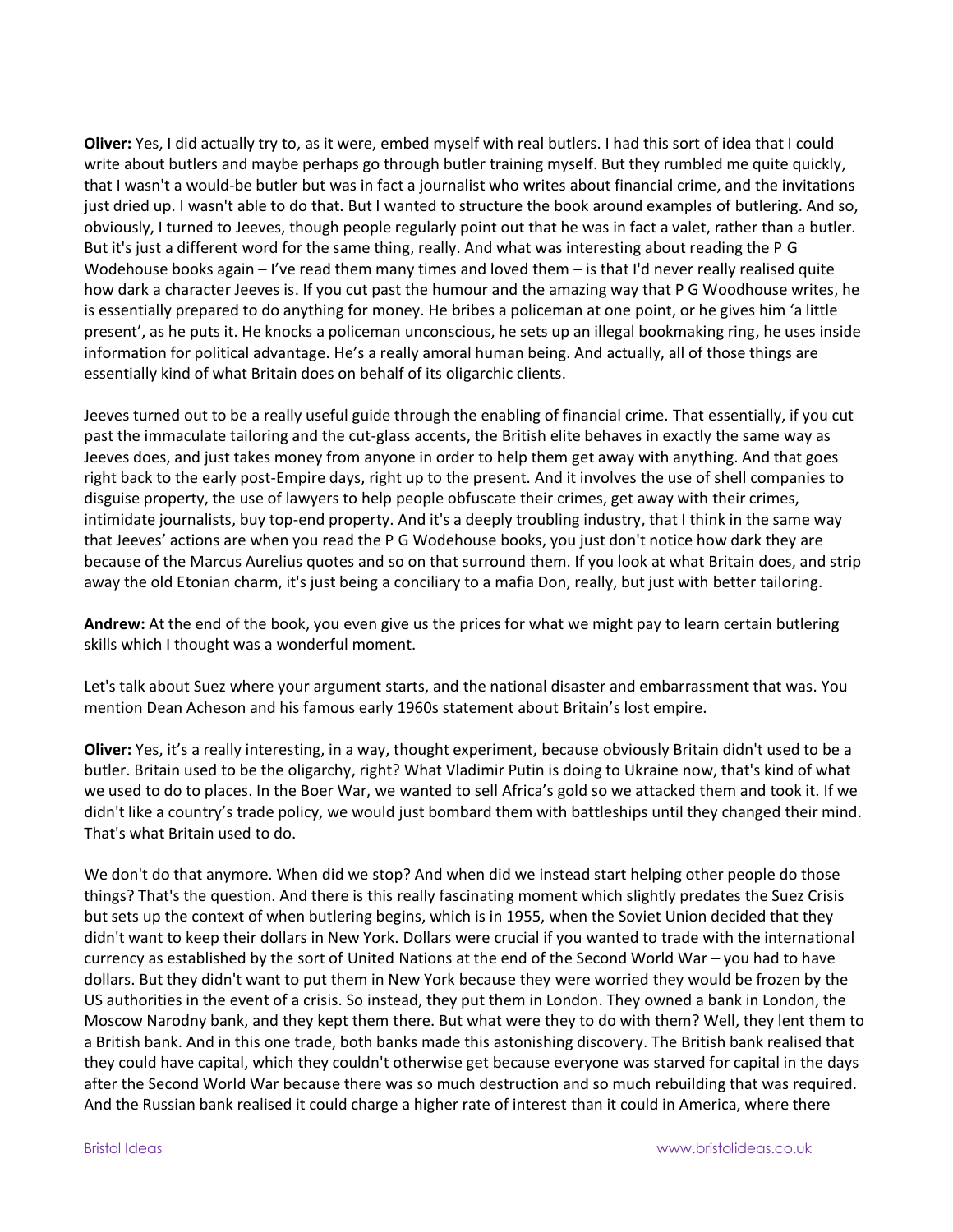**Oliver:** Yes, I did actually try to, as it were, embed myself with real butlers. I had this sort of idea that I could write about butlers and maybe perhaps go through butler training myself. But they rumbled me quite quickly, that I wasn't a would-be butler but was in fact a journalist who writes about financial crime, and the invitations just dried up. I wasn't able to do that. But I wanted to structure the book around examples of butlering. And so, obviously, I turned to Jeeves, though people regularly point out that he was in fact a valet, rather than a butler. But it's just a different word for the same thing, really. And what was interesting about reading the P G Wodehouse books again – I've read them many times and loved them – is that I'd never really realised quite how dark a character Jeeves is. If you cut past the humour and the amazing way that P G Woodhouse writes, he is essentially prepared to do anything for money. He bribes a policeman at one point, or he gives him 'a little present', as he puts it. He knocks a policeman unconscious, he sets up an illegal bookmaking ring, he uses inside information for political advantage. He's a really amoral human being. And actually, all of those things are essentially kind of what Britain does on behalf of its oligarchic clients.

Jeeves turned out to be a really useful guide through the enabling of financial crime. That essentially, if you cut past the immaculate tailoring and the cut-glass accents, the British elite behaves in exactly the same way as Jeeves does, and just takes money from anyone in order to help them get away with anything. And that goes right back to the early post-Empire days, right up to the present. And it involves the use of shell companies to disguise property, the use of lawyers to help people obfuscate their crimes, get away with their crimes, intimidate journalists, buy top-end property. And it's a deeply troubling industry, that I think in the same way that Jeeves' actions are when you read the P G Wodehouse books, you just don't notice how dark they are because of the Marcus Aurelius quotes and so on that surround them. If you look at what Britain does, and strip away the old Etonian charm, it's just being a conciliary to a mafia Don, really, but just with better tailoring.

**Andrew:** At the end of the book, you even give us the prices for what we might pay to learn certain butlering skills which I thought was a wonderful moment.

Let's talk about Suez where your argument starts, and the national disaster and embarrassment that was. You mention Dean Acheson and his famous early 1960s statement about Britain's lost empire.

**Oliver:** Yes, it's a really interesting, in a way, thought experiment, because obviously Britain didn't used to be a butler. Britain used to be the oligarchy, right? What Vladimir Putin is doing to Ukraine now, that's kind of what we used to do to places. In the Boer War, we wanted to sell Africa's gold so we attacked them and took it. If we didn't like a country's trade policy, we would just bombard them with battleships until they changed their mind. That's what Britain used to do.

We don't do that anymore. When did we stop? And when did we instead start helping other people do those things? That's the question. And there is this really fascinating moment which slightly predates the Suez Crisis but sets up the context of when butlering begins, which is in 1955, when the Soviet Union decided that they didn't want to keep their dollars in New York. Dollars were crucial if you wanted to trade with the international currency as established by the sort of United Nations at the end of the Second World War – you had to have dollars. But they didn't want to put them in New York because they were worried they would be frozen by the US authorities in the event of a crisis. So instead, they put them in London. They owned a bank in London, the Moscow Narodny bank, and they kept them there. But what were they to do with them? Well, they lent them to a British bank. And in this one trade, both banks made this astonishing discovery. The British bank realised that they could have capital, which they couldn't otherwise get because everyone was starved for capital in the days after the Second World War because there was so much destruction and so much rebuilding that was required. And the Russian bank realised it could charge a higher rate of interest than it could in America, where there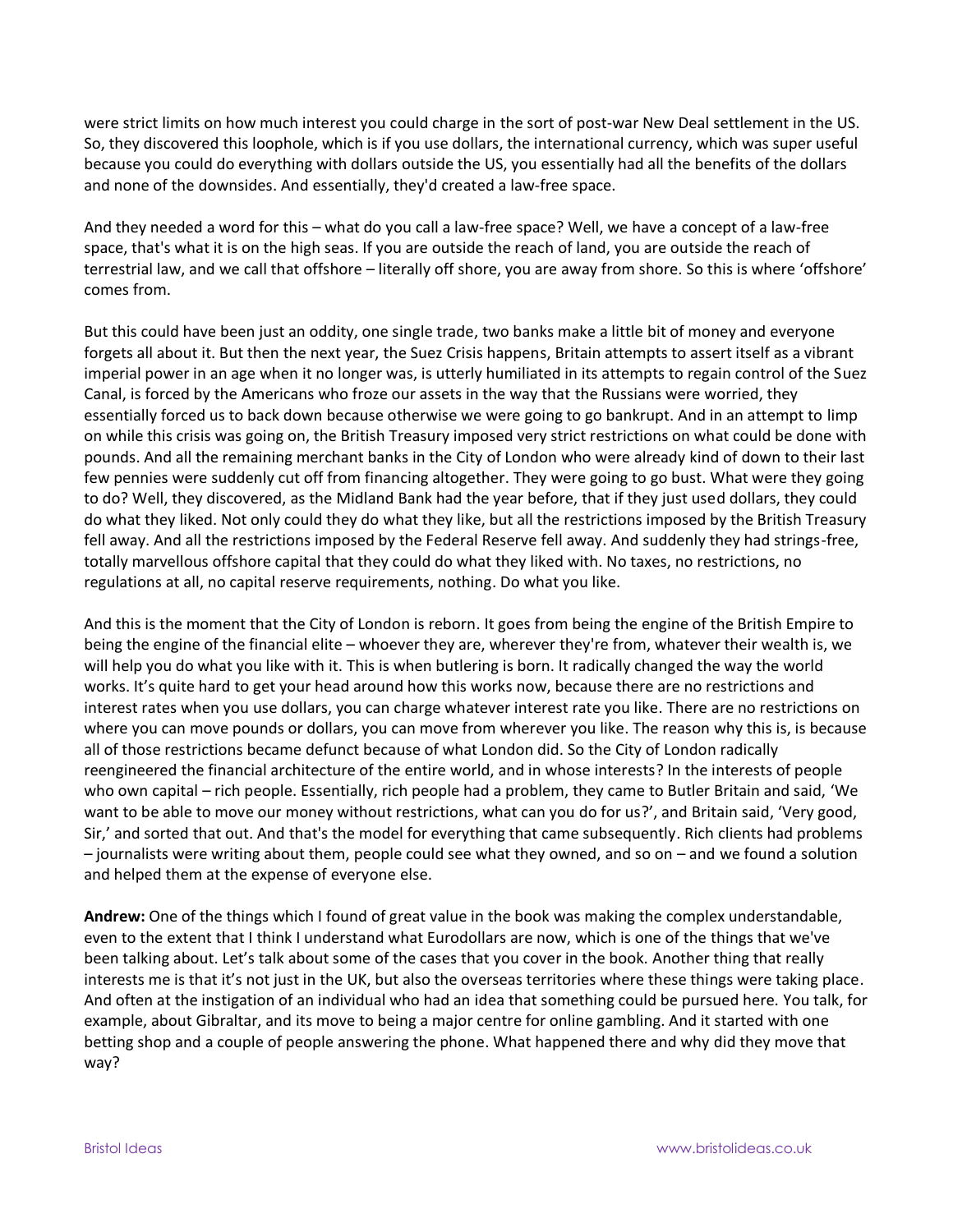were strict limits on how much interest you could charge in the sort of post-war New Deal settlement in the US. So, they discovered this loophole, which is if you use dollars, the international currency, which was super useful because you could do everything with dollars outside the US, you essentially had all the benefits of the dollars and none of the downsides. And essentially, they'd created a law-free space.

And they needed a word for this – what do you call a law-free space? Well, we have a concept of a law-free space, that's what it is on the high seas. If you are outside the reach of land, you are outside the reach of terrestrial law, and we call that offshore – literally off shore, you are away from shore. So this is where 'offshore' comes from.

But this could have been just an oddity, one single trade, two banks make a little bit of money and everyone forgets all about it. But then the next year, the Suez Crisis happens, Britain attempts to assert itself as a vibrant imperial power in an age when it no longer was, is utterly humiliated in its attempts to regain control of the Suez Canal, is forced by the Americans who froze our assets in the way that the Russians were worried, they essentially forced us to back down because otherwise we were going to go bankrupt. And in an attempt to limp on while this crisis was going on, the British Treasury imposed very strict restrictions on what could be done with pounds. And all the remaining merchant banks in the City of London who were already kind of down to their last few pennies were suddenly cut off from financing altogether. They were going to go bust. What were they going to do? Well, they discovered, as the Midland Bank had the year before, that if they just used dollars, they could do what they liked. Not only could they do what they like, but all the restrictions imposed by the British Treasury fell away. And all the restrictions imposed by the Federal Reserve fell away. And suddenly they had strings-free, totally marvellous offshore capital that they could do what they liked with. No taxes, no restrictions, no regulations at all, no capital reserve requirements, nothing. Do what you like.

And this is the moment that the City of London is reborn. It goes from being the engine of the British Empire to being the engine of the financial elite – whoever they are, wherever they're from, whatever their wealth is, we will help you do what you like with it. This is when butlering is born. It radically changed the way the world works. It's quite hard to get your head around how this works now, because there are no restrictions and interest rates when you use dollars, you can charge whatever interest rate you like. There are no restrictions on where you can move pounds or dollars, you can move from wherever you like. The reason why this is, is because all of those restrictions became defunct because of what London did. So the City of London radically reengineered the financial architecture of the entire world, and in whose interests? In the interests of people who own capital – rich people. Essentially, rich people had a problem, they came to Butler Britain and said, 'We want to be able to move our money without restrictions, what can you do for us?', and Britain said, 'Very good, Sir,' and sorted that out. And that's the model for everything that came subsequently. Rich clients had problems – journalists were writing about them, people could see what they owned, and so on – and we found a solution and helped them at the expense of everyone else.

**Andrew:** One of the things which I found of great value in the book was making the complex understandable, even to the extent that I think I understand what Eurodollars are now, which is one of the things that we've been talking about. Let's talk about some of the cases that you cover in the book. Another thing that really interests me is that it's not just in the UK, but also the overseas territories where these things were taking place. And often at the instigation of an individual who had an idea that something could be pursued here. You talk, for example, about Gibraltar, and its move to being a major centre for online gambling. And it started with one betting shop and a couple of people answering the phone. What happened there and why did they move that way?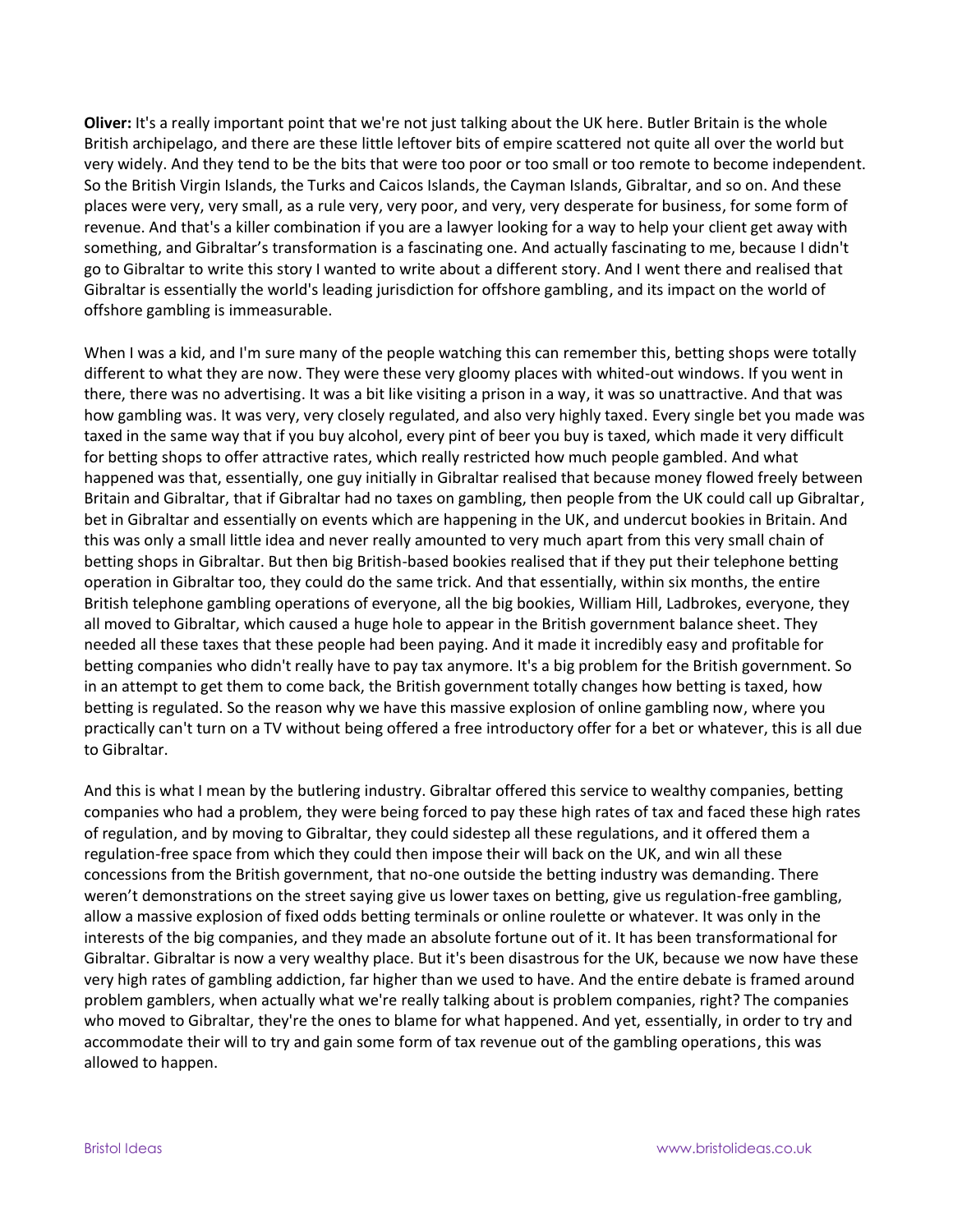**Oliver:** It's a really important point that we're not just talking about the UK here. Butler Britain is the whole British archipelago, and there are these little leftover bits of empire scattered not quite all over the world but very widely. And they tend to be the bits that were too poor or too small or too remote to become independent. So the British Virgin Islands, the Turks and Caicos Islands, the Cayman Islands, Gibraltar, and so on. And these places were very, very small, as a rule very, very poor, and very, very desperate for business, for some form of revenue. And that's a killer combination if you are a lawyer looking for a way to help your client get away with something, and Gibraltar's transformation is a fascinating one. And actually fascinating to me, because I didn't go to Gibraltar to write this story I wanted to write about a different story. And I went there and realised that Gibraltar is essentially the world's leading jurisdiction for offshore gambling, and its impact on the world of offshore gambling is immeasurable.

When I was a kid, and I'm sure many of the people watching this can remember this, betting shops were totally different to what they are now. They were these very gloomy places with whited-out windows. If you went in there, there was no advertising. It was a bit like visiting a prison in a way, it was so unattractive. And that was how gambling was. It was very, very closely regulated, and also very highly taxed. Every single bet you made was taxed in the same way that if you buy alcohol, every pint of beer you buy is taxed, which made it very difficult for betting shops to offer attractive rates, which really restricted how much people gambled. And what happened was that, essentially, one guy initially in Gibraltar realised that because money flowed freely between Britain and Gibraltar, that if Gibraltar had no taxes on gambling, then people from the UK could call up Gibraltar, bet in Gibraltar and essentially on events which are happening in the UK, and undercut bookies in Britain. And this was only a small little idea and never really amounted to very much apart from this very small chain of betting shops in Gibraltar. But then big British-based bookies realised that if they put their telephone betting operation in Gibraltar too, they could do the same trick. And that essentially, within six months, the entire British telephone gambling operations of everyone, all the big bookies, William Hill, Ladbrokes, everyone, they all moved to Gibraltar, which caused a huge hole to appear in the British government balance sheet. They needed all these taxes that these people had been paying. And it made it incredibly easy and profitable for betting companies who didn't really have to pay tax anymore. It's a big problem for the British government. So in an attempt to get them to come back, the British government totally changes how betting is taxed, how betting is regulated. So the reason why we have this massive explosion of online gambling now, where you practically can't turn on a TV without being offered a free introductory offer for a bet or whatever, this is all due to Gibraltar.

And this is what I mean by the butlering industry. Gibraltar offered this service to wealthy companies, betting companies who had a problem, they were being forced to pay these high rates of tax and faced these high rates of regulation, and by moving to Gibraltar, they could sidestep all these regulations, and it offered them a regulation-free space from which they could then impose their will back on the UK, and win all these concessions from the British government, that no-one outside the betting industry was demanding. There weren't demonstrations on the street saying give us lower taxes on betting, give us regulation-free gambling, allow a massive explosion of fixed odds betting terminals or online roulette or whatever. It was only in the interests of the big companies, and they made an absolute fortune out of it. It has been transformational for Gibraltar. Gibraltar is now a very wealthy place. But it's been disastrous for the UK, because we now have these very high rates of gambling addiction, far higher than we used to have. And the entire debate is framed around problem gamblers, when actually what we're really talking about is problem companies, right? The companies who moved to Gibraltar, they're the ones to blame for what happened. And yet, essentially, in order to try and accommodate their will to try and gain some form of tax revenue out of the gambling operations, this was allowed to happen.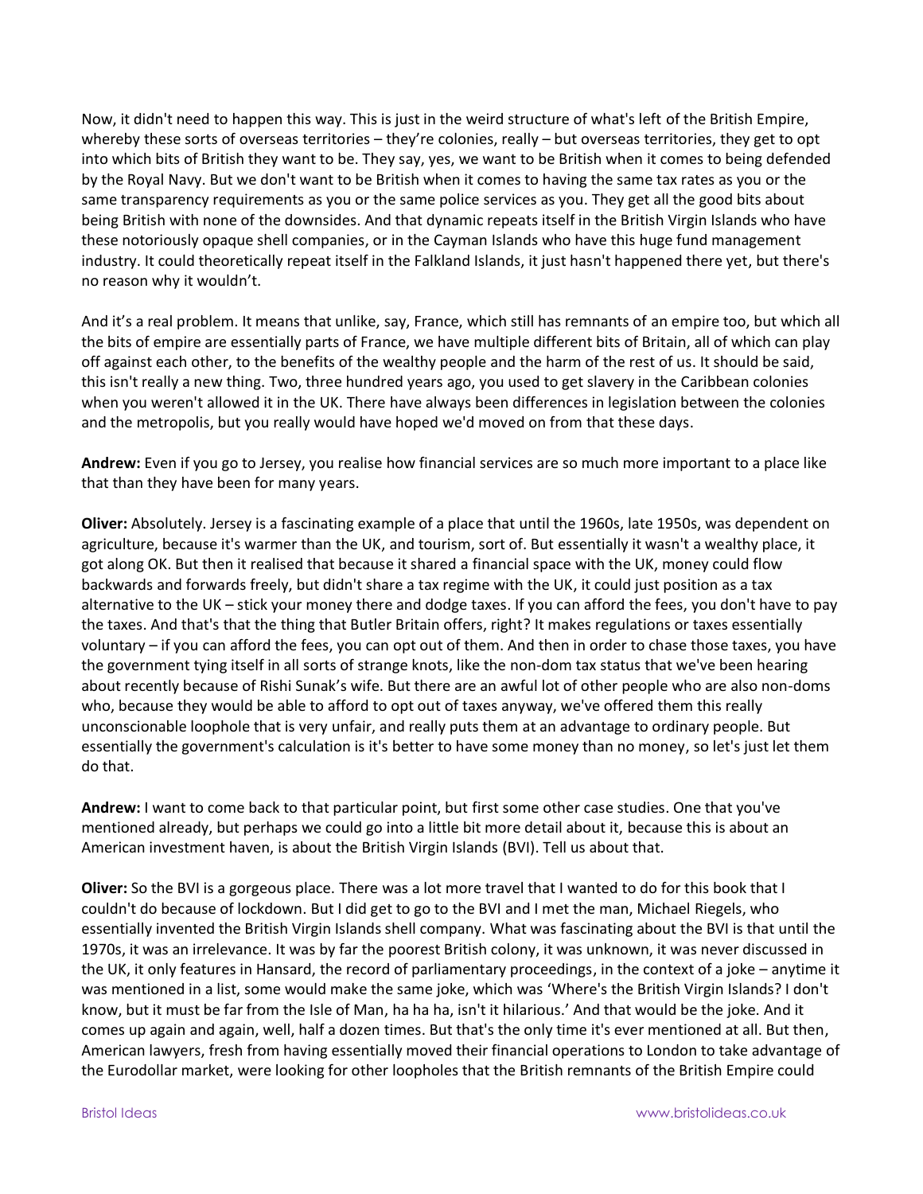Now, it didn't need to happen this way. This is just in the weird structure of what's left of the British Empire, whereby these sorts of overseas territories – they're colonies, really – but overseas territories, they get to opt into which bits of British they want to be. They say, yes, we want to be British when it comes to being defended by the Royal Navy. But we don't want to be British when it comes to having the same tax rates as you or the same transparency requirements as you or the same police services as you. They get all the good bits about being British with none of the downsides. And that dynamic repeats itself in the British Virgin Islands who have these notoriously opaque shell companies, or in the Cayman Islands who have this huge fund management industry. It could theoretically repeat itself in the Falkland Islands, it just hasn't happened there yet, but there's no reason why it wouldn't.

And it's a real problem. It means that unlike, say, France, which still has remnants of an empire too, but which all the bits of empire are essentially parts of France, we have multiple different bits of Britain, all of which can play off against each other, to the benefits of the wealthy people and the harm of the rest of us. It should be said, this isn't really a new thing. Two, three hundred years ago, you used to get slavery in the Caribbean colonies when you weren't allowed it in the UK. There have always been differences in legislation between the colonies and the metropolis, but you really would have hoped we'd moved on from that these days.

**Andrew:** Even if you go to Jersey, you realise how financial services are so much more important to a place like that than they have been for many years.

**Oliver:** Absolutely. Jersey is a fascinating example of a place that until the 1960s, late 1950s, was dependent on agriculture, because it's warmer than the UK, and tourism, sort of. But essentially it wasn't a wealthy place, it got along OK. But then it realised that because it shared a financial space with the UK, money could flow backwards and forwards freely, but didn't share a tax regime with the UK, it could just position as a tax alternative to the UK – stick your money there and dodge taxes. If you can afford the fees, you don't have to pay the taxes. And that's that the thing that Butler Britain offers, right? It makes regulations or taxes essentially voluntary – if you can afford the fees, you can opt out of them. And then in order to chase those taxes, you have the government tying itself in all sorts of strange knots, like the non-dom tax status that we've been hearing about recently because of Rishi Sunak's wife. But there are an awful lot of other people who are also non-doms who, because they would be able to afford to opt out of taxes anyway, we've offered them this really unconscionable loophole that is very unfair, and really puts them at an advantage to ordinary people. But essentially the government's calculation is it's better to have some money than no money, so let's just let them do that.

**Andrew:** I want to come back to that particular point, but first some other case studies. One that you've mentioned already, but perhaps we could go into a little bit more detail about it, because this is about an American investment haven, is about the British Virgin Islands (BVI). Tell us about that.

**Oliver:** So the BVI is a gorgeous place. There was a lot more travel that I wanted to do for this book that I couldn't do because of lockdown. But I did get to go to the BVI and I met the man, Michael Riegels, who essentially invented the British Virgin Islands shell company. What was fascinating about the BVI is that until the 1970s, it was an irrelevance. It was by far the poorest British colony, it was unknown, it was never discussed in the UK, it only features in Hansard, the record of parliamentary proceedings, in the context of a joke – anytime it was mentioned in a list, some would make the same joke, which was 'Where's the British Virgin Islands? I don't know, but it must be far from the Isle of Man, ha ha ha, isn't it hilarious.' And that would be the joke. And it comes up again and again, well, half a dozen times. But that's the only time it's ever mentioned at all. But then, American lawyers, fresh from having essentially moved their financial operations to London to take advantage of the Eurodollar market, were looking for other loopholes that the British remnants of the British Empire could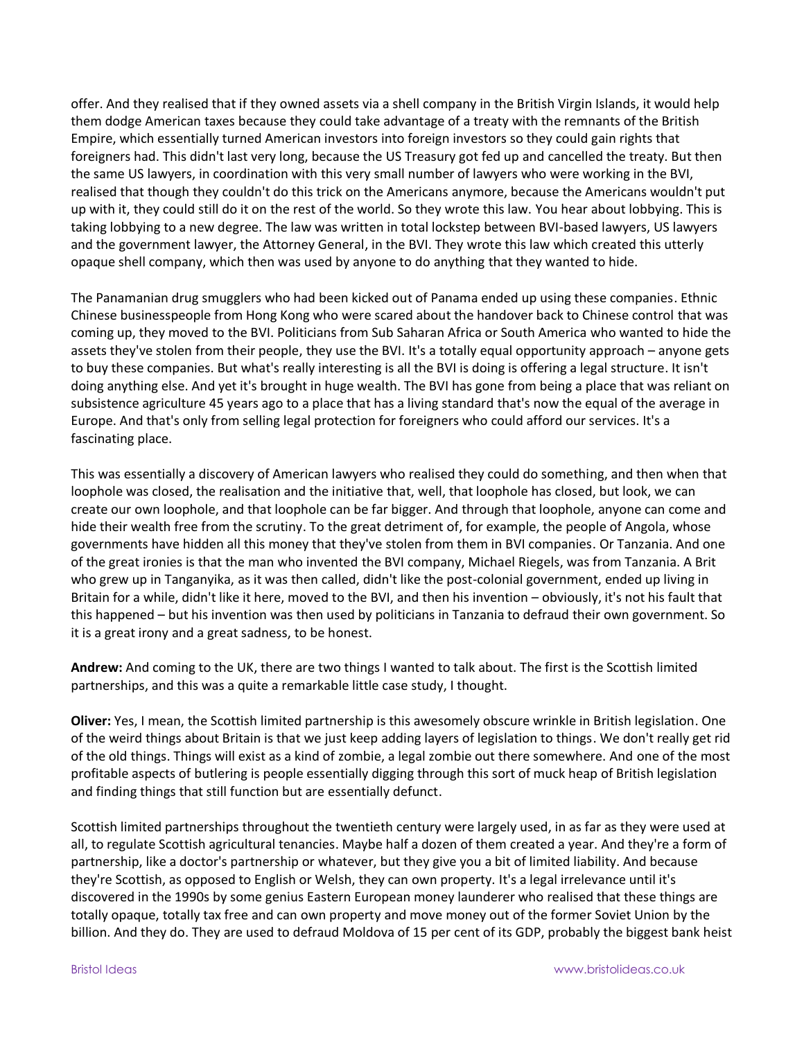offer. And they realised that if they owned assets via a shell company in the British Virgin Islands, it would help them dodge American taxes because they could take advantage of a treaty with the remnants of the British Empire, which essentially turned American investors into foreign investors so they could gain rights that foreigners had. This didn't last very long, because the US Treasury got fed up and cancelled the treaty. But then the same US lawyers, in coordination with this very small number of lawyers who were working in the BVI, realised that though they couldn't do this trick on the Americans anymore, because the Americans wouldn't put up with it, they could still do it on the rest of the world. So they wrote this law. You hear about lobbying. This is taking lobbying to a new degree. The law was written in total lockstep between BVI-based lawyers, US lawyers and the government lawyer, the Attorney General, in the BVI. They wrote this law which created this utterly opaque shell company, which then was used by anyone to do anything that they wanted to hide.

The Panamanian drug smugglers who had been kicked out of Panama ended up using these companies. Ethnic Chinese businesspeople from Hong Kong who were scared about the handover back to Chinese control that was coming up, they moved to the BVI. Politicians from Sub Saharan Africa or South America who wanted to hide the assets they've stolen from their people, they use the BVI. It's a totally equal opportunity approach – anyone gets to buy these companies. But what's really interesting is all the BVI is doing is offering a legal structure. It isn't doing anything else. And yet it's brought in huge wealth. The BVI has gone from being a place that was reliant on subsistence agriculture 45 years ago to a place that has a living standard that's now the equal of the average in Europe. And that's only from selling legal protection for foreigners who could afford our services. It's a fascinating place.

This was essentially a discovery of American lawyers who realised they could do something, and then when that loophole was closed, the realisation and the initiative that, well, that loophole has closed, but look, we can create our own loophole, and that loophole can be far bigger. And through that loophole, anyone can come and hide their wealth free from the scrutiny. To the great detriment of, for example, the people of Angola, whose governments have hidden all this money that they've stolen from them in BVI companies. Or Tanzania. And one of the great ironies is that the man who invented the BVI company, Michael Riegels, was from Tanzania. A Brit who grew up in Tanganyika, as it was then called, didn't like the post-colonial government, ended up living in Britain for a while, didn't like it here, moved to the BVI, and then his invention – obviously, it's not his fault that this happened – but his invention was then used by politicians in Tanzania to defraud their own government. So it is a great irony and a great sadness, to be honest.

**Andrew:** And coming to the UK, there are two things I wanted to talk about. The first is the Scottish limited partnerships, and this was a quite a remarkable little case study, I thought.

**Oliver:** Yes, I mean, the Scottish limited partnership is this awesomely obscure wrinkle in British legislation. One of the weird things about Britain is that we just keep adding layers of legislation to things. We don't really get rid of the old things. Things will exist as a kind of zombie, a legal zombie out there somewhere. And one of the most profitable aspects of butlering is people essentially digging through this sort of muck heap of British legislation and finding things that still function but are essentially defunct.

Scottish limited partnerships throughout the twentieth century were largely used, in as far as they were used at all, to regulate Scottish agricultural tenancies. Maybe half a dozen of them created a year. And they're a form of partnership, like a doctor's partnership or whatever, but they give you a bit of limited liability. And because they're Scottish, as opposed to English or Welsh, they can own property. It's a legal irrelevance until it's discovered in the 1990s by some genius Eastern European money launderer who realised that these things are totally opaque, totally tax free and can own property and move money out of the former Soviet Union by the billion. And they do. They are used to defraud Moldova of 15 per cent of its GDP, probably the biggest bank heist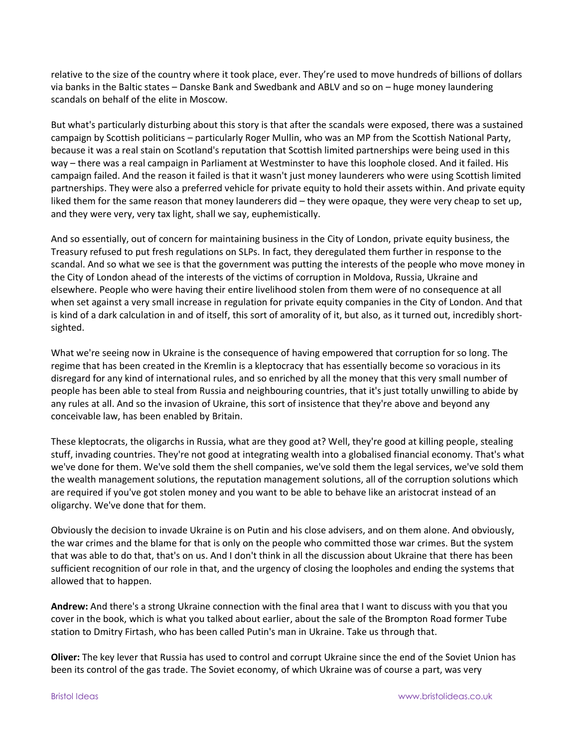relative to the size of the country where it took place, ever. They're used to move hundreds of billions of dollars via banks in the Baltic states – Danske Bank and Swedbank and ABLV and so on – huge money laundering scandals on behalf of the elite in Moscow.

But what's particularly disturbing about this story is that after the scandals were exposed, there was a sustained campaign by Scottish politicians – particularly Roger Mullin, who was an MP from the Scottish National Party, because it was a real stain on Scotland's reputation that Scottish limited partnerships were being used in this way – there was a real campaign in Parliament at Westminster to have this loophole closed. And it failed. His campaign failed. And the reason it failed is that it wasn't just money launderers who were using Scottish limited partnerships. They were also a preferred vehicle for private equity to hold their assets within. And private equity liked them for the same reason that money launderers did – they were opaque, they were very cheap to set up, and they were very, very tax light, shall we say, euphemistically.

And so essentially, out of concern for maintaining business in the City of London, private equity business, the Treasury refused to put fresh regulations on SLPs. In fact, they deregulated them further in response to the scandal. And so what we see is that the government was putting the interests of the people who move money in the City of London ahead of the interests of the victims of corruption in Moldova, Russia, Ukraine and elsewhere. People who were having their entire livelihood stolen from them were of no consequence at all when set against a very small increase in regulation for private equity companies in the City of London. And that is kind of a dark calculation in and of itself, this sort of amorality of it, but also, as it turned out, incredibly short-sighted.

What we're seeing now in Ukraine is the consequence of having empowered that corruption for so long. The regime that has been created in the Kremlin is a kleptocracy that has essentially become so voracious in its disregard for any kind of international rules, and so enriched by all the money that this very small number of people has been able to steal from Russia and neighbouring countries, that it's just totally unwilling to abide by any rules at all. And so the invasion of Ukraine, this sort of insistence that they're above and beyond any conceivable law, has been enabled by Britain.

These kleptocrats, the oligarchs in Russia, what are they good at? Well, they're good at killing people, stealing stuff, invading countries. They're not good at integrating wealth into a globalised financial economy. That's what we've done for them. We've sold them the shell companies, we've sold them the legal services, we've sold them the wealth management solutions, the reputation management solutions, all of the corruption solutions which are required if you've got stolen money and you want to be able to behave like an aristocrat instead of an oligarchy. We've done that for them.

Obviously the decision to invade Ukraine is on Putin and his close advisers, and on them alone. And obviously, the war crimes and the blame for that is only on the people who committed those war crimes. But the system that was able to do that, that's on us. And I don't think in all the discussion about Ukraine that there has been sufficient recognition of our role in that, and the urgency of closing the loopholes and ending the systems that allowed that to happen.

**Andrew:** And there's a strong Ukraine connection with the final area that I want to discuss with you that you cover in the book, which is what you talked about earlier, about the sale of the Brompton Road former Tube station to Dmitry Firtash, who has been called Putin's man in Ukraine. Take us through that.

**Oliver:** The key lever that Russia has used to control and corrupt Ukraine since the end of the Soviet Union has been its control of the gas trade. The Soviet economy, of which Ukraine was of course a part, was very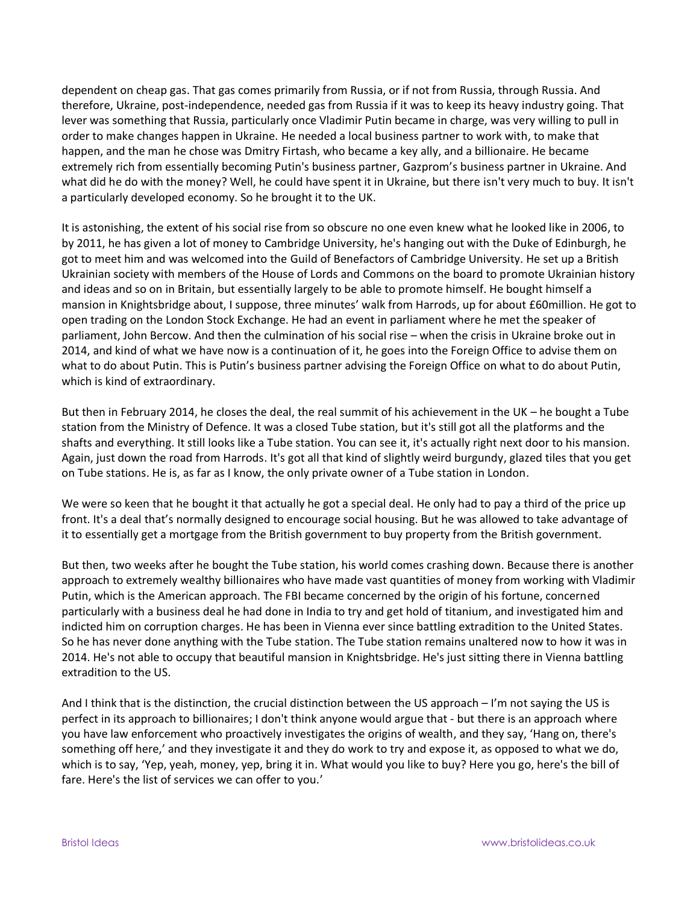dependent on cheap gas. That gas comes primarily from Russia, or if not from Russia, through Russia. And therefore, Ukraine, post-independence, needed gas from Russia if it was to keep its heavy industry going. That lever was something that Russia, particularly once Vladimir Putin became in charge, was very willing to pull in order to make changes happen in Ukraine. He needed a local business partner to work with, to make that happen, and the man he chose was Dmitry Firtash, who became a key ally, and a billionaire. He became extremely rich from essentially becoming Putin's business partner, Gazprom's business partner in Ukraine. And what did he do with the money? Well, he could have spent it in Ukraine, but there isn't very much to buy. It isn't a particularly developed economy. So he brought it to the UK.

It is astonishing, the extent of his social rise from so obscure no one even knew what he looked like in 2006, to by 2011, he has given a lot of money to Cambridge University, he's hanging out with the Duke of Edinburgh, he got to meet him and was welcomed into the Guild of Benefactors of Cambridge University. He set up a British Ukrainian society with members of the House of Lords and Commons on the board to promote Ukrainian history and ideas and so on in Britain, but essentially largely to be able to promote himself. He bought himself a mansion in Knightsbridge about, I suppose, three minutes' walk from Harrods, up for about £60million. He got to open trading on the London Stock Exchange. He had an event in parliament where he met the speaker of parliament, John Bercow. And then the culmination of his social rise – when the crisis in Ukraine broke out in 2014, and kind of what we have now is a continuation of it, he goes into the Foreign Office to advise them on what to do about Putin. This is Putin's business partner advising the Foreign Office on what to do about Putin, which is kind of extraordinary.

But then in February 2014, he closes the deal, the real summit of his achievement in the UK – he bought a Tube station from the Ministry of Defence. It was a closed Tube station, but it's still got all the platforms and the shafts and everything. It still looks like a Tube station. You can see it, it's actually right next door to his mansion. Again, just down the road from Harrods. It's got all that kind of slightly weird burgundy, glazed tiles that you get on Tube stations. He is, as far as I know, the only private owner of a Tube station in London.

We were so keen that he bought it that actually he got a special deal. He only had to pay a third of the price up front. It's a deal that's normally designed to encourage social housing. But he was allowed to take advantage of it to essentially get a mortgage from the British government to buy property from the British government.

But then, two weeks after he bought the Tube station, his world comes crashing down. Because there is another approach to extremely wealthy billionaires who have made vast quantities of money from working with Vladimir Putin, which is the American approach. The FBI became concerned by the origin of his fortune, concerned particularly with a business deal he had done in India to try and get hold of titanium, and investigated him and indicted him on corruption charges. He has been in Vienna ever since battling extradition to the United States. So he has never done anything with the Tube station. The Tube station remains unaltered now to how it was in 2014. He's not able to occupy that beautiful mansion in Knightsbridge. He's just sitting there in Vienna battling extradition to the US.

And I think that is the distinction, the crucial distinction between the US approach – I'm not saying the US is perfect in its approach to billionaires; I don't think anyone would argue that - but there is an approach where you have law enforcement who proactively investigates the origins of wealth, and they say, 'Hang on, there's something off here,' and they investigate it and they do work to try and expose it, as opposed to what we do, which is to say, 'Yep, yeah, money, yep, bring it in. What would you like to buy? Here you go, here's the bill of fare. Here's the list of services we can offer to you.'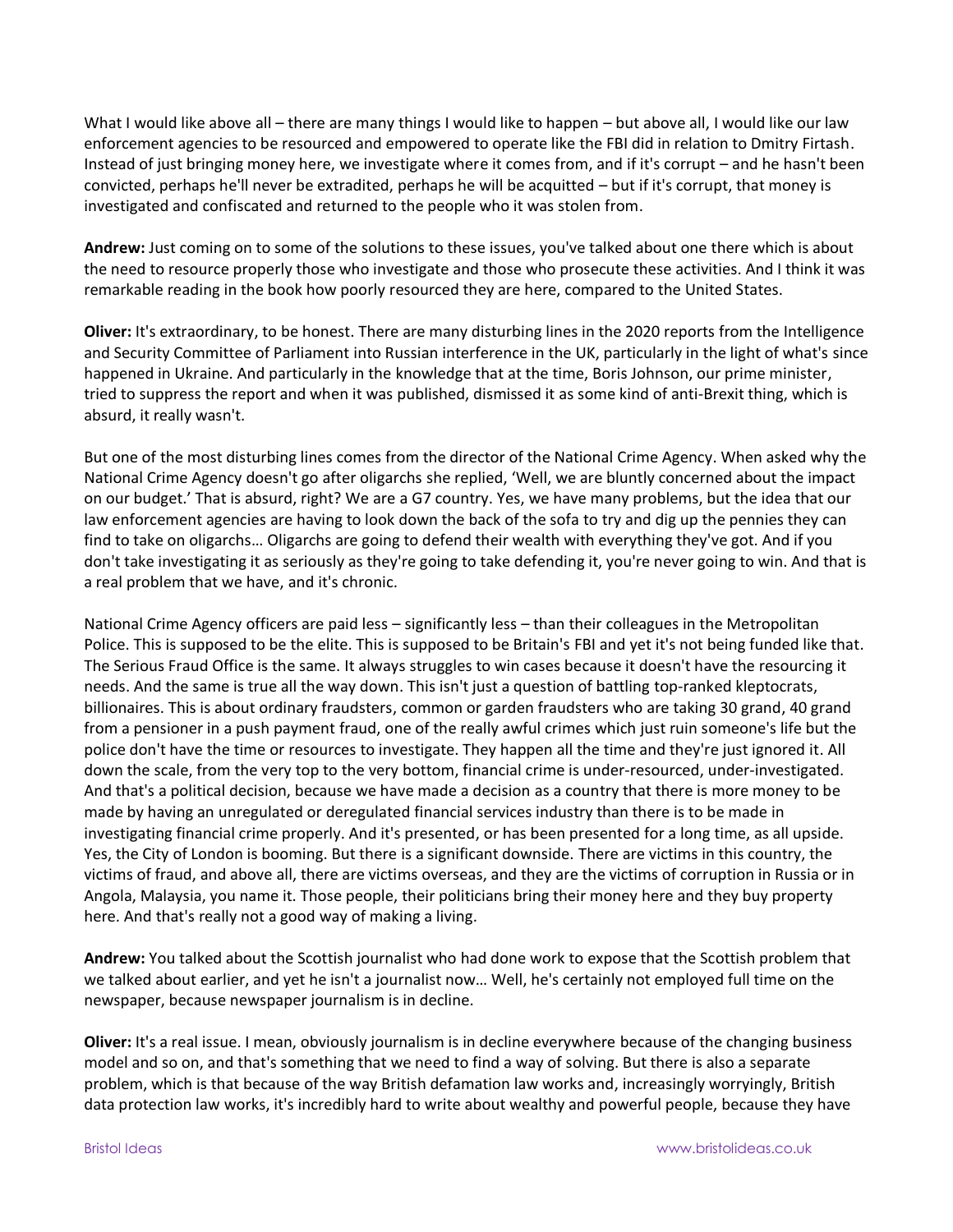What I would like above all – there are many things I would like to happen – but above all, I would like our law enforcement agencies to be resourced and empowered to operate like the FBI did in relation to Dmitry Firtash. Instead of just bringing money here, we investigate where it comes from, and if it's corrupt – and he hasn't been convicted, perhaps he'll never be extradited, perhaps he will be acquitted – but if it's corrupt, that money is investigated and confiscated and returned to the people who it was stolen from.

**Andrew:** Just coming on to some of the solutions to these issues, you've talked about one there which is about the need to resource properly those who investigate and those who prosecute these activities. And I think it was remarkable reading in the book how poorly resourced they are here, compared to the United States.

**Oliver:** It's extraordinary, to be honest. There are many disturbing lines in the 2020 reports from the Intelligence and Security Committee of Parliament into Russian interference in the UK, particularly in the light of what's since happened in Ukraine. And particularly in the knowledge that at the time, Boris Johnson, our prime minister, tried to suppress the report and when it was published, dismissed it as some kind of anti-Brexit thing, which is absurd, it really wasn't.

But one of the most disturbing lines comes from the director of the National Crime Agency. When asked why the National Crime Agency doesn't go after oligarchs she replied, 'Well, we are bluntly concerned about the impact on our budget.' That is absurd, right? We are a G7 country. Yes, we have many problems, but the idea that our law enforcement agencies are having to look down the back of the sofa to try and dig up the pennies they can find to take on oligarchs… Oligarchs are going to defend their wealth with everything they've got. And if you don't take investigating it as seriously as they're going to take defending it, you're never going to win. And that is a real problem that we have, and it's chronic.

National Crime Agency officers are paid less – significantly less – than their colleagues in the Metropolitan Police. This is supposed to be the elite. This is supposed to be Britain's FBI and yet it's not being funded like that. The Serious Fraud Office is the same. It always struggles to win cases because it doesn't have the resourcing it needs. And the same is true all the way down. This isn't just a question of battling top-ranked kleptocrats, billionaires. This is about ordinary fraudsters, common or garden fraudsters who are taking 30 grand, 40 grand from a pensioner in a push payment fraud, one of the really awful crimes which just ruin someone's life but the police don't have the time or resources to investigate. They happen all the time and they're just ignored it. All down the scale, from the very top to the very bottom, financial crime is under-resourced, under-investigated. And that's a political decision, because we have made a decision as a country that there is more money to be made by having an unregulated or deregulated financial services industry than there is to be made in investigating financial crime properly. And it's presented, or has been presented for a long time, as all upside. Yes, the City of London is booming. But there is a significant downside. There are victims in this country, the victims of fraud, and above all, there are victims overseas, and they are the victims of corruption in Russia or in Angola, Malaysia, you name it. Those people, their politicians bring their money here and they buy property here. And that's really not a good way of making a living.

**Andrew:** You talked about the Scottish journalist who had done work to expose that the Scottish problem that we talked about earlier, and yet he isn't a journalist now… Well, he's certainly not employed full time on the newspaper, because newspaper journalism is in decline.

**Oliver:** It's a real issue. I mean, obviously journalism is in decline everywhere because of the changing business model and so on, and that's something that we need to find a way of solving. But there is also a separate problem, which is that because of the way British defamation law works and, increasingly worryingly, British data protection law works, it's incredibly hard to write about wealthy and powerful people, because they have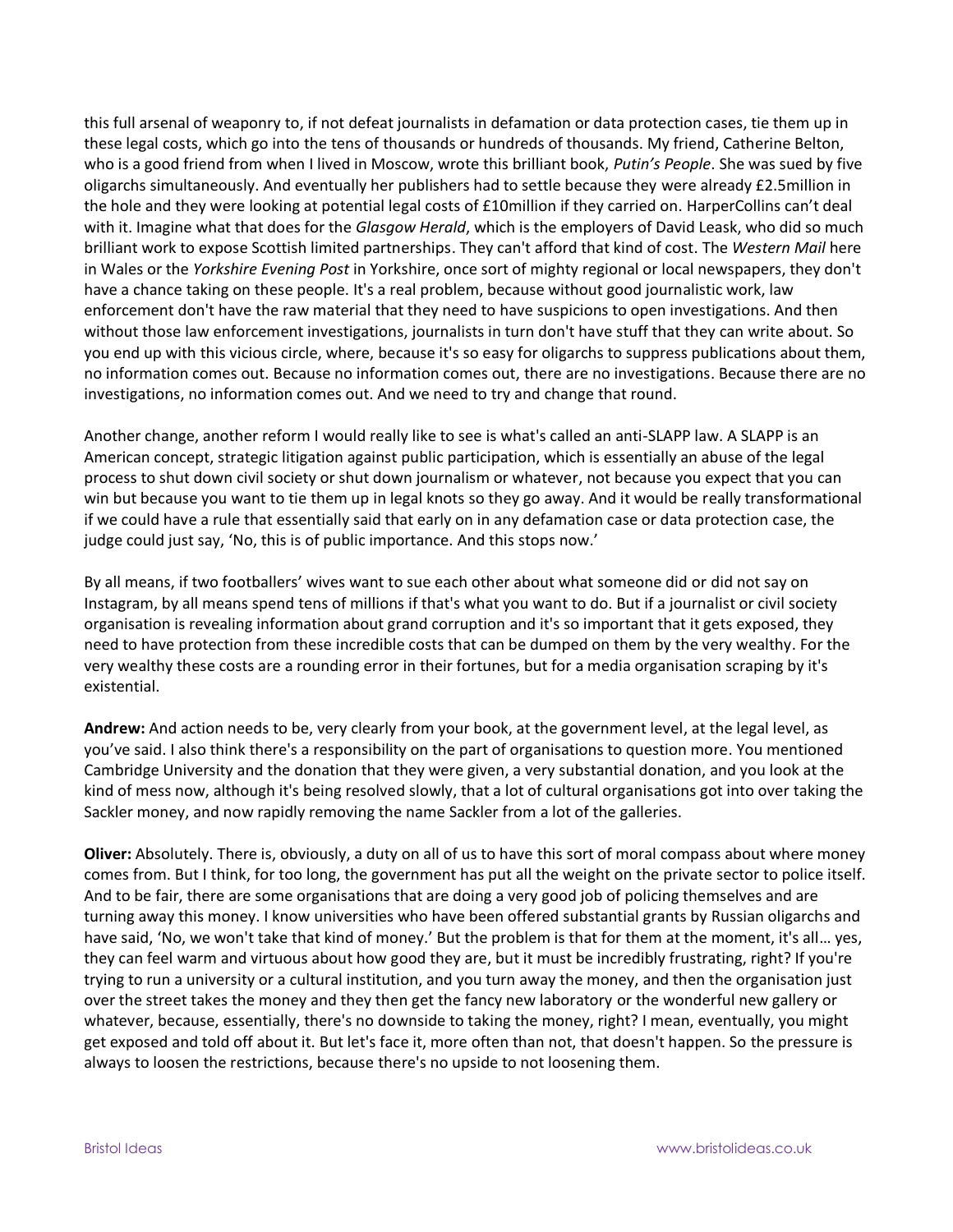this full arsenal of weaponry to, if not defeat journalists in defamation or data protection cases, tie them up in these legal costs, which go into the tens of thousands or hundreds of thousands. My friend, Catherine Belton, who is a good friend from when I lived in Moscow, wrote this brilliant book, *Putin's People*. She was sued by five oligarchs simultaneously. And eventually her publishers had to settle because they were already £2.5million in the hole and they were looking at potential legal costs of £10million if they carried on. HarperCollins can't deal with it. Imagine what that does for the *Glasgow Herald*, which is the employers of David Leask, who did so much brilliant work to expose Scottish limited partnerships. They can't afford that kind of cost. The *Western Mail* here in Wales or the *Yorkshire Evening Post* in Yorkshire, once sort of mighty regional or local newspapers, they don't have a chance taking on these people. It's a real problem, because without good journalistic work, law enforcement don't have the raw material that they need to have suspicions to open investigations. And then without those law enforcement investigations, journalists in turn don't have stuff that they can write about. So you end up with this vicious circle, where, because it's so easy for oligarchs to suppress publications about them, no information comes out. Because no information comes out, there are no investigations. Because there are no investigations, no information comes out. And we need to try and change that round.

Another change, another reform I would really like to see is what's called an anti-SLAPP law. A SLAPP is an American concept, strategic litigation against public participation, which is essentially an abuse of the legal process to shut down civil society or shut down journalism or whatever, not because you expect that you can win but because you want to tie them up in legal knots so they go away. And it would be really transformational if we could have a rule that essentially said that early on in any defamation case or data protection case, the judge could just say, 'No, this is of public importance. And this stops now.'

By all means, if two footballers' wives want to sue each other about what someone did or did not say on Instagram, by all means spend tens of millions if that's what you want to do. But if a journalist or civil society organisation is revealing information about grand corruption and it's so important that it gets exposed, they need to have protection from these incredible costs that can be dumped on them by the very wealthy. For the very wealthy these costs are a rounding error in their fortunes, but for a media organisation scraping by it's existential.

**Andrew:** And action needs to be, very clearly from your book, at the government level, at the legal level, as you've said. I also think there's a responsibility on the part of organisations to question more. You mentioned Cambridge University and the donation that they were given, a very substantial donation, and you look at the kind of mess now, although it's being resolved slowly, that a lot of cultural organisations got into over taking the Sackler money, and now rapidly removing the name Sackler from a lot of the galleries.

**Oliver:** Absolutely. There is, obviously, a duty on all of us to have this sort of moral compass about where money comes from. But I think, for too long, the government has put all the weight on the private sector to police itself. And to be fair, there are some organisations that are doing a very good job of policing themselves and are turning away this money. I know universities who have been offered substantial grants by Russian oligarchs and have said, 'No, we won't take that kind of money.' But the problem is that for them at the moment, it's all… yes, they can feel warm and virtuous about how good they are, but it must be incredibly frustrating, right? If you're trying to run a university or a cultural institution, and you turn away the money, and then the organisation just over the street takes the money and they then get the fancy new laboratory or the wonderful new gallery or whatever, because, essentially, there's no downside to taking the money, right? I mean, eventually, you might get exposed and told off about it. But let's face it, more often than not, that doesn't happen. So the pressure is always to loosen the restrictions, because there's no upside to not loosening them.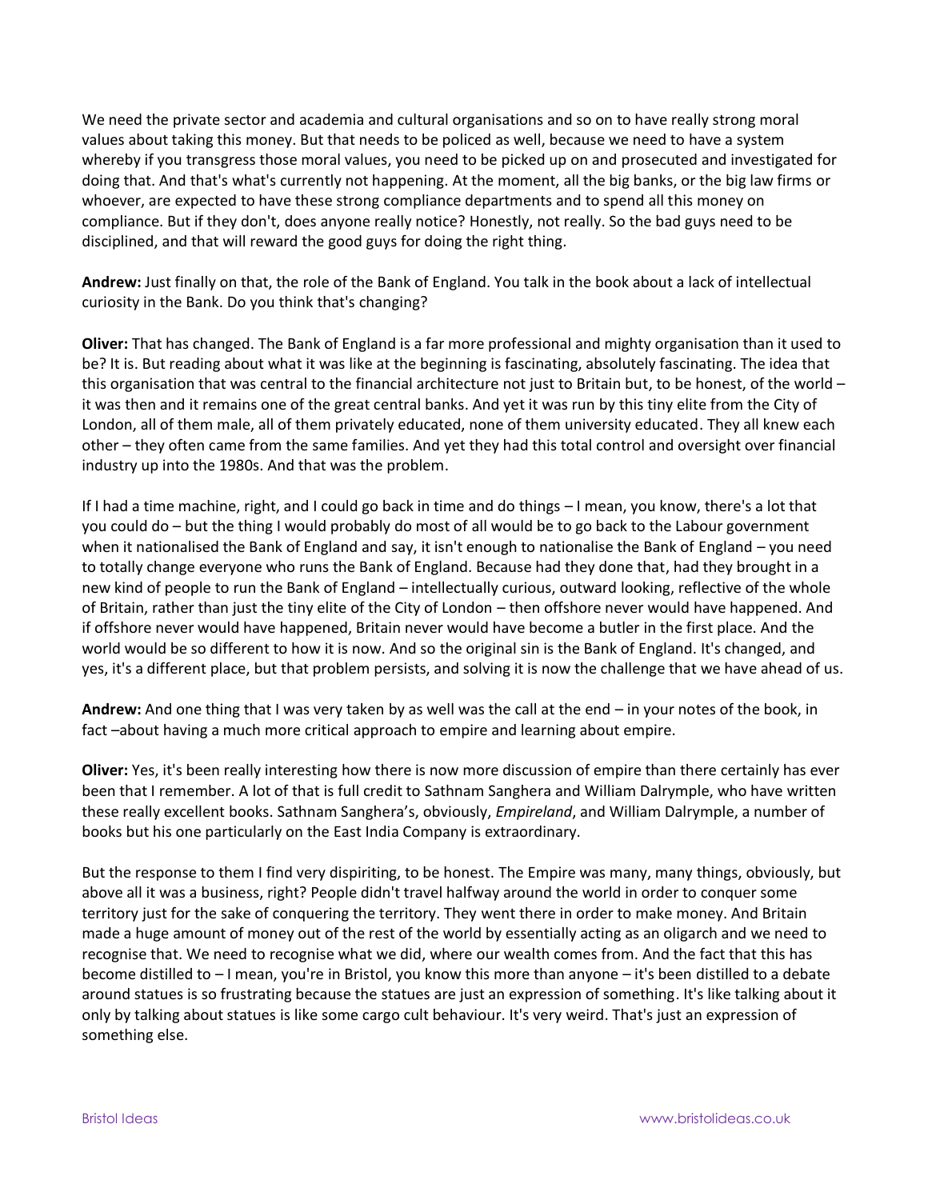We need the private sector and academia and cultural organisations and so on to have really strong moral values about taking this money. But that needs to be policed as well, because we need to have a system whereby if you transgress those moral values, you need to be picked up on and prosecuted and investigated for doing that. And that's what's currently not happening. At the moment, all the big banks, or the big law firms or whoever, are expected to have these strong compliance departments and to spend all this money on compliance. But if they don't, does anyone really notice? Honestly, not really. So the bad guys need to be disciplined, and that will reward the good guys for doing the right thing.

**Andrew:** Just finally on that, the role of the Bank of England. You talk in the book about a lack of intellectual curiosity in the Bank. Do you think that's changing?

**Oliver:** That has changed. The Bank of England is a far more professional and mighty organisation than it used to be? It is. But reading about what it was like at the beginning is fascinating, absolutely fascinating. The idea that this organisation that was central to the financial architecture not just to Britain but, to be honest, of the world – it was then and it remains one of the great central banks. And yet it was run by this tiny elite from the City of London, all of them male, all of them privately educated, none of them university educated. They all knew each other – they often came from the same families. And yet they had this total control and oversight over financial industry up into the 1980s. And that was the problem.

If I had a time machine, right, and I could go back in time and do things – I mean, you know, there's a lot that you could do – but the thing I would probably do most of all would be to go back to the Labour government when it nationalised the Bank of England and say, it isn't enough to nationalise the Bank of England – you need to totally change everyone who runs the Bank of England. Because had they done that, had they brought in a new kind of people to run the Bank of England – intellectually curious, outward looking, reflective of the whole of Britain, rather than just the tiny elite of the City of London – then offshore never would have happened. And if offshore never would have happened, Britain never would have become a butler in the first place. And the world would be so different to how it is now. And so the original sin is the Bank of England. It's changed, and yes, it's a different place, but that problem persists, and solving it is now the challenge that we have ahead of us.

**Andrew:** And one thing that I was very taken by as well was the call at the end – in your notes of the book, in fact –about having a much more critical approach to empire and learning about empire.

**Oliver:** Yes, it's been really interesting how there is now more discussion of empire than there certainly has ever been that I remember. A lot of that is full credit to Sathnam Sanghera and William Dalrymple, who have written these really excellent books. Sathnam Sanghera's, obviously, *Empireland*, and William Dalrymple, a number of books but his one particularly on the East India Company is extraordinary.

But the response to them I find very dispiriting, to be honest. The Empire was many, many things, obviously, but above all it was a business, right? People didn't travel halfway around the world in order to conquer some territory just for the sake of conquering the territory. They went there in order to make money. And Britain made a huge amount of money out of the rest of the world by essentially acting as an oligarch and we need to recognise that. We need to recognise what we did, where our wealth comes from. And the fact that this has become distilled to – I mean, you're in Bristol, you know this more than anyone – it's been distilled to a debate around statues is so frustrating because the statues are just an expression of something. It's like talking about it only by talking about statues is like some cargo cult behaviour. It's very weird. That's just an expression of something else.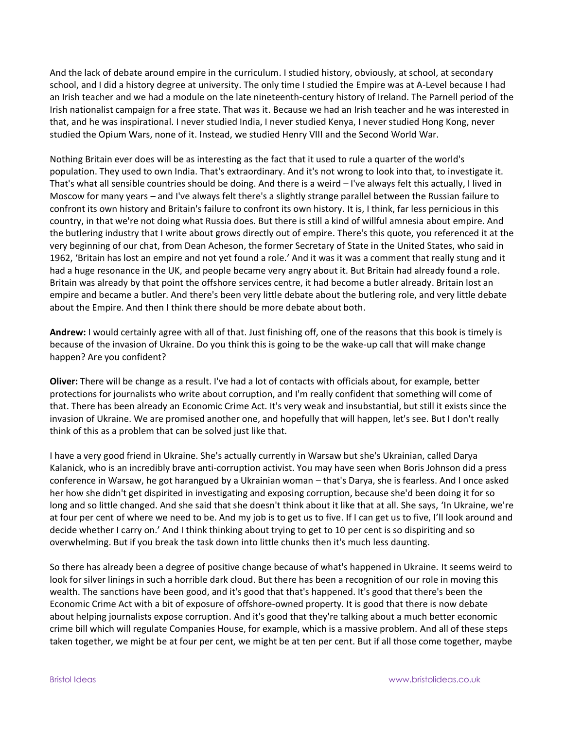And the lack of debate around empire in the curriculum. I studied history, obviously, at school, at secondary school, and I did a history degree at university. The only time I studied the Empire was at A-Level because I had an Irish teacher and we had a module on the late nineteenth-century history of Ireland. The Parnell period of the Irish nationalist campaign for a free state. That was it. Because we had an Irish teacher and he was interested in that, and he was inspirational. I never studied India, I never studied Kenya, I never studied Hong Kong, never studied the Opium Wars, none of it. Instead, we studied Henry VIII and the Second World War.

Nothing Britain ever does will be as interesting as the fact that it used to rule a quarter of the world's population. They used to own India. That's extraordinary. And it's not wrong to look into that, to investigate it. That's what all sensible countries should be doing. And there is a weird – I've always felt this actually, I lived in Moscow for many years – and I've always felt there's a slightly strange parallel between the Russian failure to confront its own history and Britain's failure to confront its own history. It is, I think, far less pernicious in this country, in that we're not doing what Russia does. But there is still a kind of willful amnesia about empire. And the butlering industry that I write about grows directly out of empire. There's this quote, you referenced it at the very beginning of our chat, from Dean Acheson, the former Secretary of State in the United States, who said in 1962, 'Britain has lost an empire and not yet found a role.' And it was it was a comment that really stung and it had a huge resonance in the UK, and people became very angry about it. But Britain had already found a role. Britain was already by that point the offshore services centre, it had become a butler already. Britain lost an empire and became a butler. And there's been very little debate about the butlering role, and very little debate about the Empire. And then I think there should be more debate about both.

**Andrew:** I would certainly agree with all of that. Just finishing off, one of the reasons that this book is timely is because of the invasion of Ukraine. Do you think this is going to be the wake-up call that will make change happen? Are you confident?

**Oliver:** There will be change as a result. I've had a lot of contacts with officials about, for example, better protections for journalists who write about corruption, and I'm really confident that something will come of that. There has been already an Economic Crime Act. It's very weak and insubstantial, but still it exists since the invasion of Ukraine. We are promised another one, and hopefully that will happen, let's see. But I don't really think of this as a problem that can be solved just like that.

I have a very good friend in Ukraine. She's actually currently in Warsaw but she's Ukrainian, called Darya Kalanick, who is an incredibly brave anti-corruption activist. You may have seen when Boris Johnson did a press conference in Warsaw, he got harangued by a Ukrainian woman – that's Darya, she is fearless. And I once asked her how she didn't get dispirited in investigating and exposing corruption, because she'd been doing it for so long and so little changed. And she said that she doesn't think about it like that at all. She says, 'In Ukraine, we're at four per cent of where we need to be. And my job is to get us to five. If I can get us to five, I'll look around and decide whether I carry on.' And I think thinking about trying to get to 10 per cent is so dispiriting and so overwhelming. But if you break the task down into little chunks then it's much less daunting.

So there has already been a degree of positive change because of what's happened in Ukraine. It seems weird to look for silver linings in such a horrible dark cloud. But there has been a recognition of our role in moving this wealth. The sanctions have been good, and it's good that that's happened. It's good that there's been the Economic Crime Act with a bit of exposure of offshore-owned property. It is good that there is now debate about helping journalists expose corruption. And it's good that they're talking about a much better economic crime bill which will regulate Companies House, for example, which is a massive problem. And all of these steps taken together, we might be at four per cent, we might be at ten per cent. But if all those come together, maybe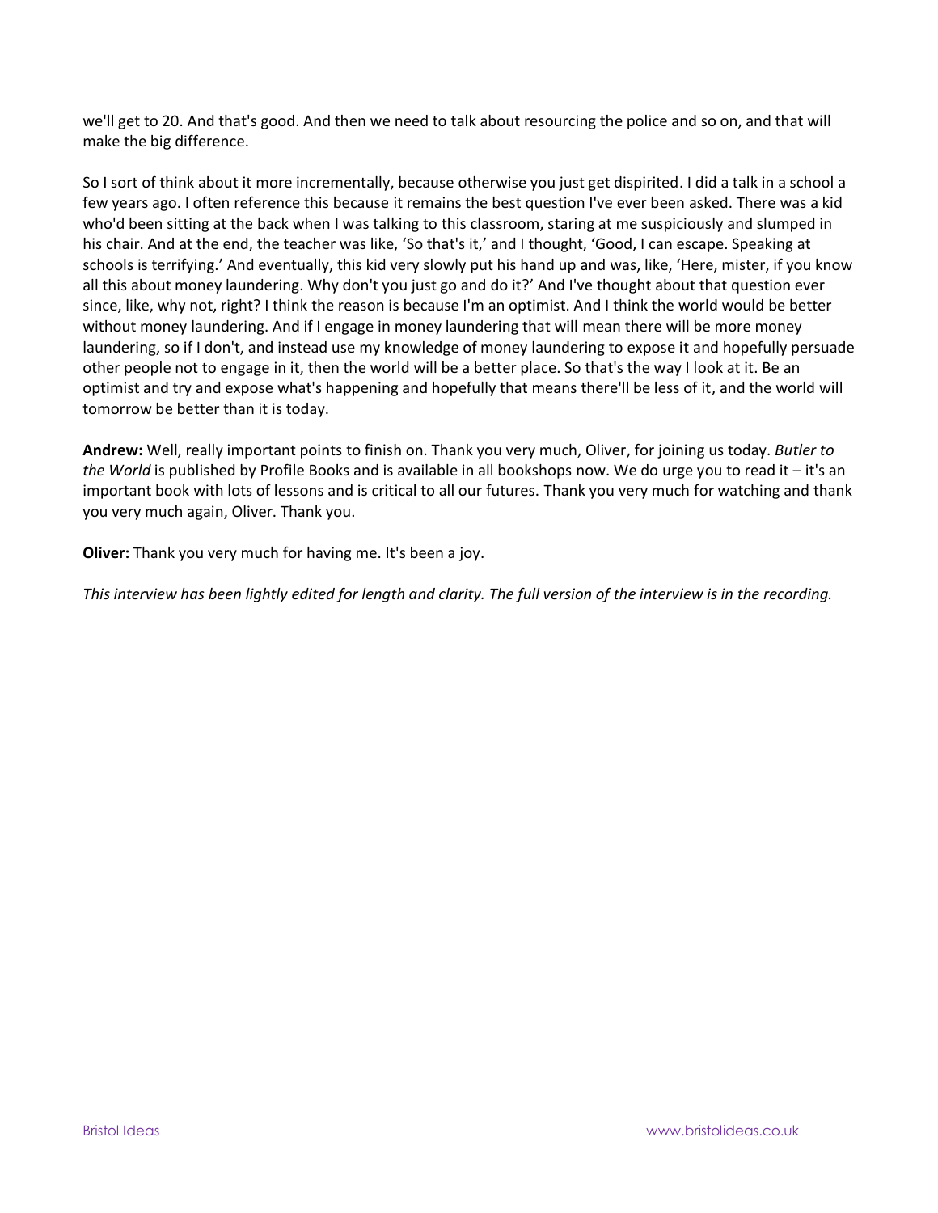we'll get to 20. And that's good. And then we need to talk about resourcing the police and so on, and that will make the big difference.

So I sort of think about it more incrementally, because otherwise you just get dispirited. I did a talk in a school a few years ago. I often reference this because it remains the best question I've ever been asked. There was a kid who'd been sitting at the back when I was talking to this classroom, staring at me suspiciously and slumped in his chair. And at the end, the teacher was like, 'So that's it,' and I thought, 'Good, I can escape. Speaking at schools is terrifying.' And eventually, this kid very slowly put his hand up and was, like, 'Here, mister, if you know all this about money laundering. Why don't you just go and do it?' And I've thought about that question ever since, like, why not, right? I think the reason is because I'm an optimist. And I think the world would be better without money laundering. And if I engage in money laundering that will mean there will be more money laundering, so if I don't, and instead use my knowledge of money laundering to expose it and hopefully persuade other people not to engage in it, then the world will be a better place. So that's the way I look at it. Be an optimist and try and expose what's happening and hopefully that means there'll be less of it, and the world will tomorrow be better than it is today.

**Andrew:** Well, really important points to finish on. Thank you very much, Oliver, for joining us today. *Butler to the World* is published by Profile Books and is available in all bookshops now. We do urge you to read it – it's an important book with lots of lessons and is critical to all our futures. Thank you very much for watching and thank you very much again, Oliver. Thank you.

**Oliver:** Thank you very much for having me. It's been a joy.

*This interview has been lightly edited for length and clarity. The full version of the interview is in the recording.*